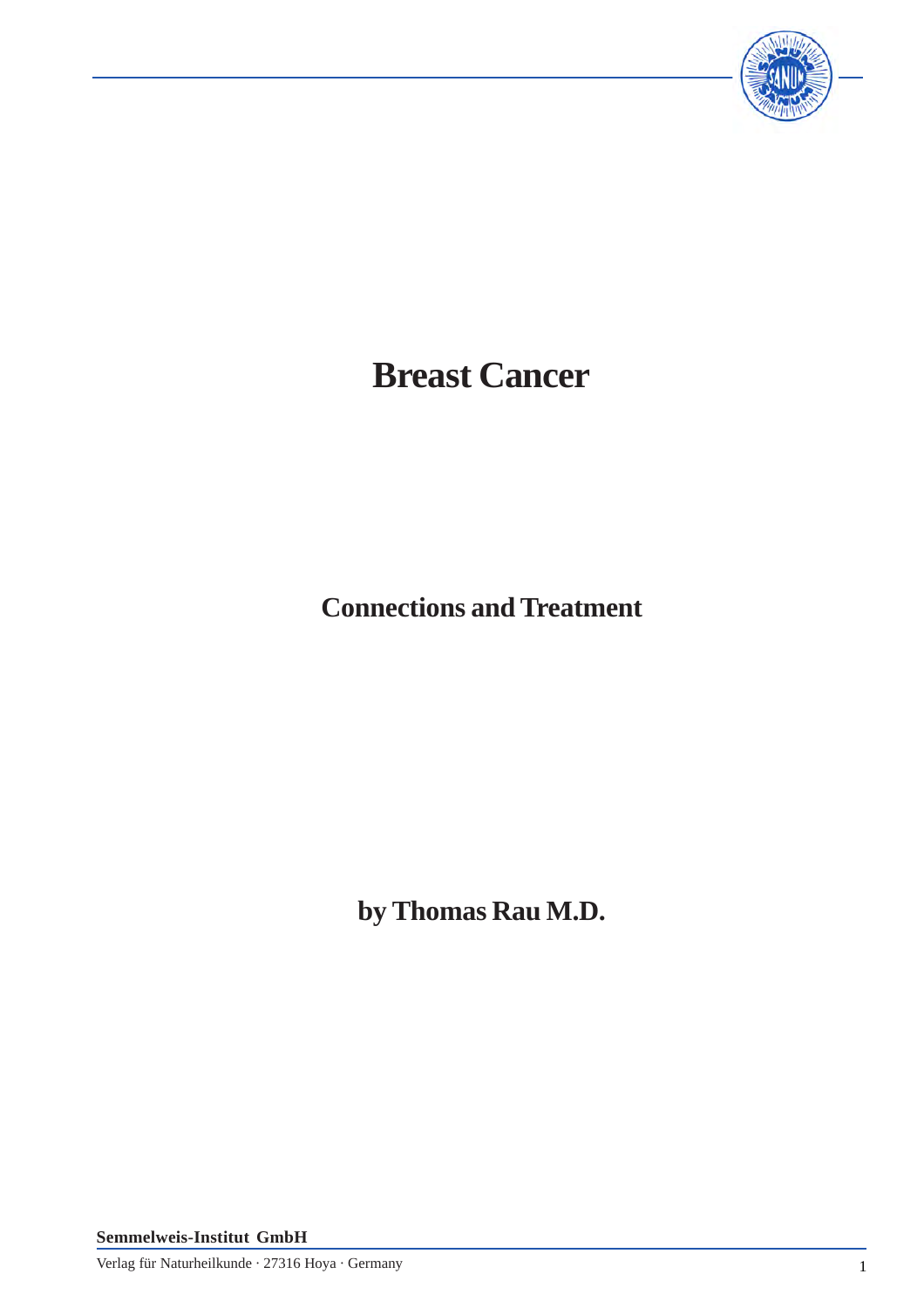# Breast Cancer

## Connections and Treatment

**by Thomas Rau M.D.**

**Semmelweis-Institut GmbH**

Verlag für Naturheilkunde · 27316 Hoya · Germany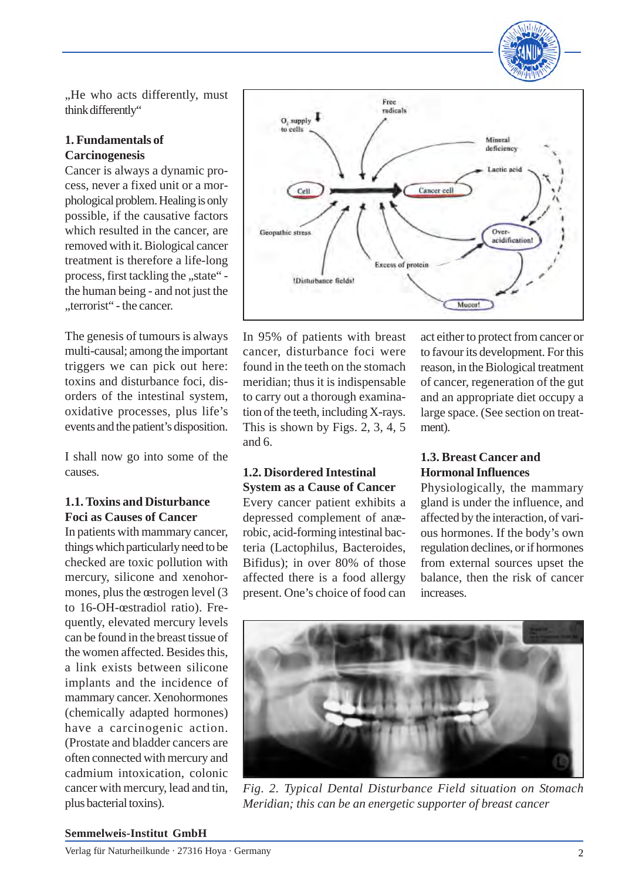„He who acts differently, must think differently“

## 1. Fundamentals of Carcinogenesis

Cancer is always a dynamic process, never a fixed unit or a morphological problem. Healing is only possible, if the causative factors which resulted in the cancer, are removed with it. Biological cancer treatment is therefore a life-long process, first tackling the „state“ - the human being - and not just the „terrorist“ - the cancer.

The genesis of tumours is always multi-causal; among the important triggers we can pick out here: toxins and disturbance foci, disorders of the intestinal system, oxidative processes, plus life's events and the patient's disposition.

I shall now go into some of the causes.

### 1.1. Toxins and Disturbance Foci as Causes of Cancer

In patients with mammary cancer, things which particularly need to be checked are toxic pollution with mercury, silicone and xenohormones, plus the œstrogen level (3 to 16-OH-œstradiol ratio). Frequently, elevated mercury levels can be found in the breast tissue of the women affected. Besides this, a link exists between silicone implants and the incidence of mammary cancer. Xenohormones (chemically adapted hormones) have a carcinogenic action. (Prostate and bladder cancers are often connected with mercury and cadmium intoxication, colonic cancer with mercury, lead and tin, plus bacterial toxins).

In 95% of patients with breast cancer, disturbance foci were found in the teeth on the stomach meridian; thus it is indispensable to carry out a thorough examination of the teeth, including X-rays. This is shown by Figs. 2, 3, 4, 5 and 6.

### 1.2. Disordered Intestinal System as a Cause of Cancer

Every cancer patient exhibits a depressed complement of anærobic, acid-forming intestinal bacteria (Lactophilus, Bacteroides, Bifidus); in over 80% of those affected there is a food allergy present. One's choice of food can act either to protect from cancer or to favour its development. For this reason, in the Biological treatment of cancer, regeneration of the gut and an appropriate diet occupy a large space. (See section on treatment).

### 1.3. Breast Cancer and Hormonal Influences

Physiologically, the mammary gland is under the influence, and affected by the interaction, of various hormones. If the body's own regulation declines, or if hormones from external sources upset the balance, then the risk of cancer increases.

*Fig. 2. Typical Dental Disturbance Field situation on Stomach Meridian; this can be an energetic supporter of breast cancer*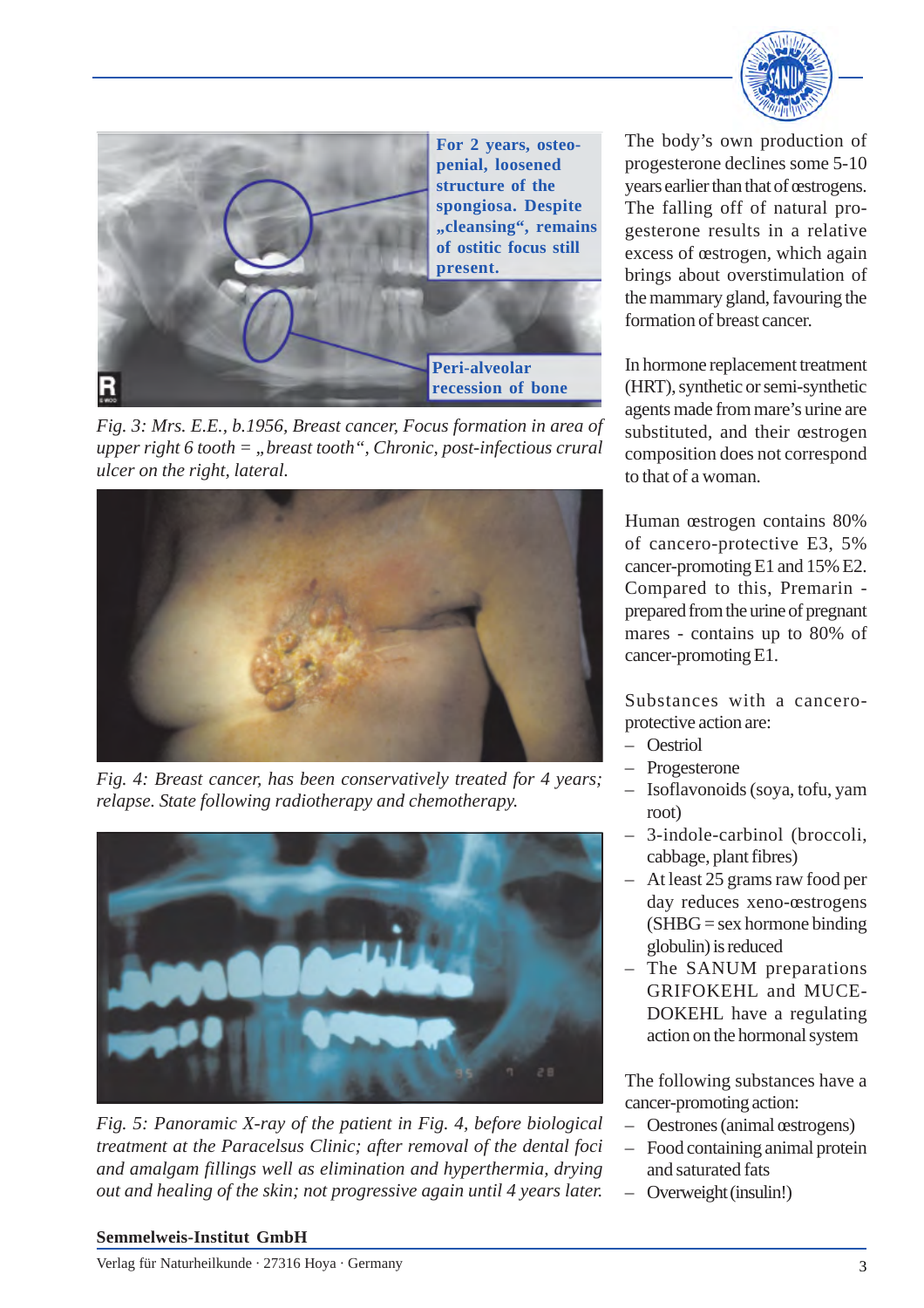For 2 years, osteopenial, loosened structure of the spongiosa. Despite „cleansing“, remains of ostitic focus still present.

Peri-alveolar recession of bone

*Fig. 3: Mrs. E.E., b.1956, Breast cancer, Focus formation in area of upper right 6 tooth = „breast tooth“, Chronic, post-infectious crural ulcer on the right, lateral.*

*Fig. 4: Breast cancer, has been conservatively treated for 4 years; relapse. State following radiotherapy and chemotherapy.*

*Fig. 5: Panoramic X-ray of the patient in Fig. 4, before biological treatment at the Paracelsus Clinic; after removal of the dental foci and amalgam fillings well as elimination and hyperthermia, drying out and healing of the skin; not progressive again until 4 years later.*

The body's own production of progesterone declines some 5-10 years earlier than that of œstrogens. The falling off of natural progesterone results in a relative excess of œstrogen, which again brings about overstimulation of the mammary gland, favouring the formation of breast cancer.

In hormone replacement treatment (HRT), synthetic or semi-synthetic agents made from mare's urine are substituted, and their œstrogen composition does not correspond to that of a woman.

Human œstrogen contains 80% of cancero-protective E3, 5% cancer-promoting E1 and 15% E2. Compared to this, Premarin - prepared from the urine of pregnant mares - contains up to 80% of cancer-promoting E1.

Substances with a cancero-protective action are:

- Oestriol
- Progesterone
- Isoflavonoids (soya, tofu, yam root)
- 3-indole-carbinol (broccoli, cabbage, plant fibres)
- At least 25 grams raw food per day reduces xeno-œstrogens (SHBG = sex hormone binding globulin) is reduced
- The SANUM preparations GRIFOKEHL and MUCEDOKEHL have a regulating action on the hormonal system

The following substances have a cancer-promoting action:

- Oestrones (animal œstrogens)
- Food containing animal protein and saturated fats
- Overweight (insulin!)

**Semmelweis-Institut GmbH**

Verlag für Naturheilkunde · 27316 Hoya · Germany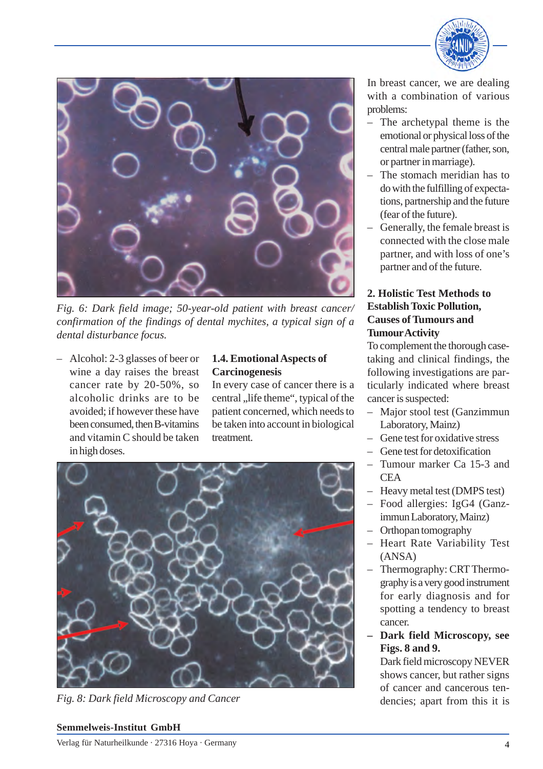*Fig. 6: Dark field image; 50-year-old patient with breast cancer/ confirmation of the findings of dental mychites, a typical sign of a dental disturbance focus.*

- Alcohol: 2-3 glasses of beer or wine a day raises the breast cancer rate by 20-50%, so alcoholic drinks are to be avoided; if however these have been consumed, then B-vitamins and vitamin C should be taken in high doses.

### 1.4. Emotional Aspects of Carcinogenesis

In every case of cancer there is a central „life theme“, typical of the patient concerned, which needs to be taken into account in biological treatment.

*Fig. 8: Dark field Microscopy and Cancer*

In breast cancer, we are dealing with a combination of various problems:

- The archetypal theme is the emotional or physical loss of the central male partner (father, son, or partner in marriage).
- The stomach meridian has to do with the fulfilling of expectations, partnership and the future (fear of the future).
- Generally, the female breast is connected with the close male partner, and with loss of one's partner and of the future.

## 2. Holistic Test Methods to Establish Toxic Pollution, Causes of Tumours and Tumour Activity

To complement the thorough case-taking and clinical findings, the following investigations are particularly indicated where breast cancer is suspected:

- Major stool test (Ganzimmun Laboratory, Mainz)
- Gene test for oxidative stress
- Gene test for detoxification
- Tumour marker Ca 15-3 and CEA
- Heavy metal test (DMPS test)
- Food allergies: IgG4 (Ganzimmun Laboratory, Mainz)
- Orthopan tomography
- Heart Rate Variability Test (ANSA)
- Thermography: CRT Thermography is a very good instrument for early diagnosis and for spotting a tendency to breast cancer.
- **Dark field Microscopy, see Figs. 8 and 9.**
  Dark field microscopy NEVER shows cancer, but rather signs of cancer and cancerous tendencies; apart from this it is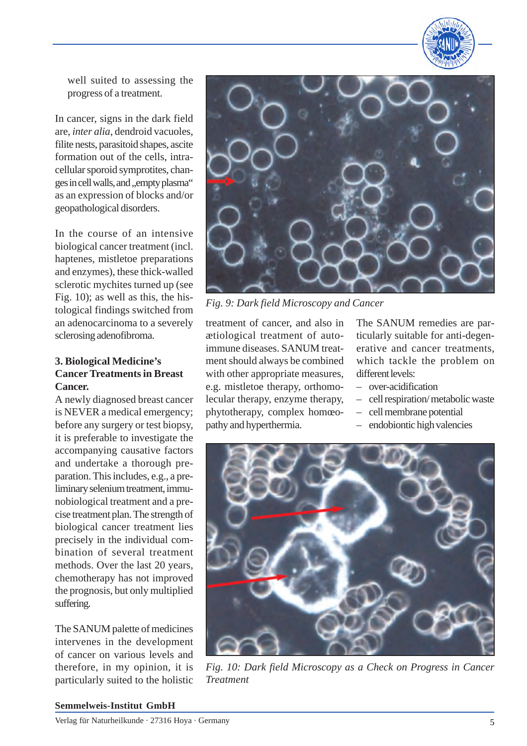well suited to assessing the progress of a treatment.

In cancer, signs in the dark field are, *inter alia*, dendroid vacuoles, filite nests, parasitoid shapes, ascite formation out of the cells, intra-cellular sporoid symprotites, changes in cell walls, and „empty plasma" as an expression of blocks and/or geopathological disorders.

In the course of an intensive biological cancer treatment (incl. haptenes, mistletoe preparations and enzymes), these thick-walled sclerotic mychites turned up (see Fig. 10); as well as this, the histological findings switched from an adenocarcinoma to a severely sclerosing adenofibroma.

*Fig. 9: Dark field Microscopy and Cancer*

### 3. Biological Medicine's Cancer Treatments in Breast Cancer.

A newly diagnosed breast cancer is NEVER a medical emergency; before any surgery or test biopsy, it is preferable to investigate the accompanying causative factors and undertake a thorough preparation. This includes, e.g., a preliminary selenium treatment, immunobiological treatment and a precise treatment plan. The strength of biological cancer treatment lies precisely in the individual combination of several treatment methods. Over the last 20 years, chemotherapy has not improved the prognosis, but only multiplied suffering.

The SANUM palette of medicines intervenes in the development of cancer on various levels and therefore, in my opinion, it is particularly suited to the holistic treatment of cancer, and also in ætiological treatment of auto-immune diseases. SANUM treatment should always be combined with other appropriate measures, e.g. mistletoe therapy, orthomolecular therapy, enzyme therapy, phytotherapy, complex homœopathy and hyperthermia.

The SANUM remedies are particularly suitable for anti-degenerative and cancer treatments, which tackle the problem on different levels:

- over-acidification
- cell respiration/ metabolic waste
- cell membrane potential
- endobiontic high valencies

*Fig. 10: Dark field Microscopy as a Check on Progress in Cancer Treatment*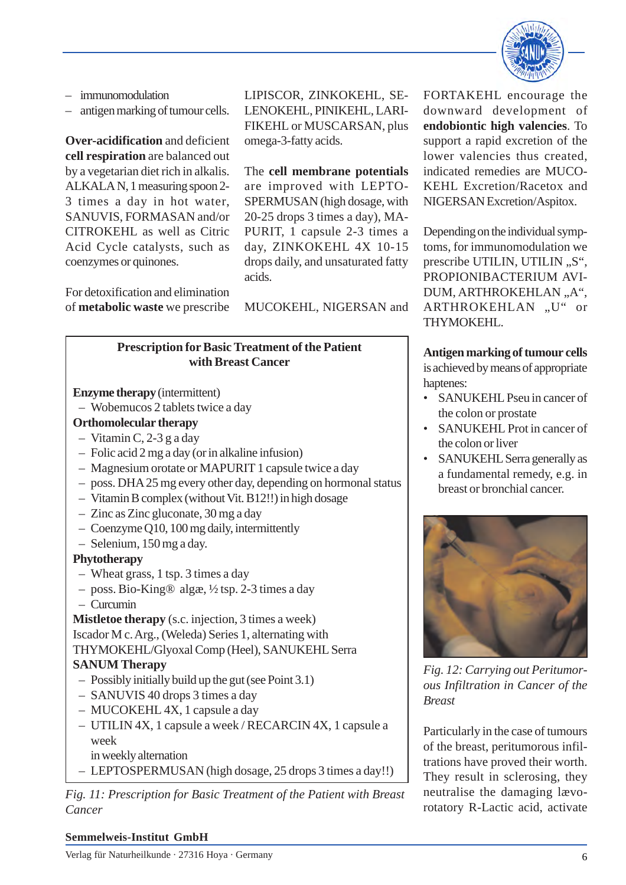- immunomodulation
- antigen marking of tumour cells.

**Over-acidification** and deficient **cell respiration** are balanced out by a vegetarian diet rich in alkalis. ALKALA N, 1 measuring spoon 2-3 times a day in hot water, SANUVIS, FORMASAN and/or CITROKEHL as well as Citric Acid Cycle catalysts, such as coenzymes or quinones.

For detoxification and elimination of **metabolic waste** we prescribe LIPISCOR, ZINKOKEHL, SELENOKEHL, PINIKEHL, LARIFIKEHL or MUSCARSAN, plus omega-3-fatty acids.

The **cell membrane potentials** are improved with LEPTOSPERMUSAN (high dosage, with 20-25 drops 3 times a day), MAPURIT, 1 capsule 2-3 times a day, ZINKOKEHL 4X 10-15 drops daily, and unsaturated fatty acids.

MUCOKEHL, NIGERSAN and FORTAKEHL encourage the downward development of **endobiontic high valencies**. To support a rapid excretion of the lower valencies thus created, indicated remedies are MUCOKEHL Excretion/Racetox and NIGERSAN Excretion/Aspitox.

Depending on the individual symptoms, for immunomodulation we prescribe UTILIN, UTILIN „S", PROPIONIBACTERIUM AVIDUM, ARTHROKEHLAN „A", ARTHROKEHLAN „U" or THYMOKEHL.

**Prescription for Basic Treatment of the Patient with Breast Cancer**

**Enzyme therapy** (intermittent)
- Wobemucos 2 tablets twice a day

**Orthomolecular therapy**
- Vitamin C, 2-3 g a day
- Folic acid 2 mg a day (or in alkaline infusion)
- Magnesium orotate or MAPURIT 1 capsule twice a day
- poss. DHA 25 mg every other day, depending on hormonal status
- Vitamin B complex (without Vit. B12!!) in high dosage
- Zinc as Zinc gluconate, 30 mg a day
- Coenzyme Q10, 100 mg daily, intermittently
- Selenium, 150 mg a day.

**Phytotherapy**
- Wheat grass, 1 tsp. 3 times a day
- poss. Bio-King® algæ, ½ tsp. 2-3 times a day
- Curcumin

**Mistletoe therapy** (s.c. injection, 3 times a week)
Iscador M c. Arg., (Weleda) Series 1, alternating with THYMOKEHL/Glyoxal Comp (Heel), SANUKEHL Serra

**SANUM Therapy**
- Possibly initially build up the gut (see Point 3.1)
- SANUVIS 40 drops 3 times a day
- MUCOKEHL 4X, 1 capsule a day
- UTILIN 4X, 1 capsule a week / RECARCIN 4X, 1 capsule a week
  in weekly alternation
- LEPTOSPERMUSAN (high dosage, 25 drops 3 times a day!!)

*Fig. 11: Prescription for Basic Treatment of the Patient with Breast Cancer*

**Antigen marking of tumour cells** is achieved by means of appropriate haptenes:
- SANUKEHL Pseu in cancer of the colon or prostate
- SANUKEHL Prot in cancer of the colon or liver
- SANUKEHL Serra generally as a fundamental remedy, e.g. in breast or bronchial cancer.

*Fig. 12: Carrying out Peritumorous Infiltration in Cancer of the Breast*

Particularly in the case of tumours of the breast, peritumorous infiltrations have proved their worth. They result in sclerosing, they neutralise the damaging lævorotatory R-Lactic acid, activate

**Semmelweis-Institut GmbH**
Verlag für Naturheilkunde · 27316 Hoya · Germany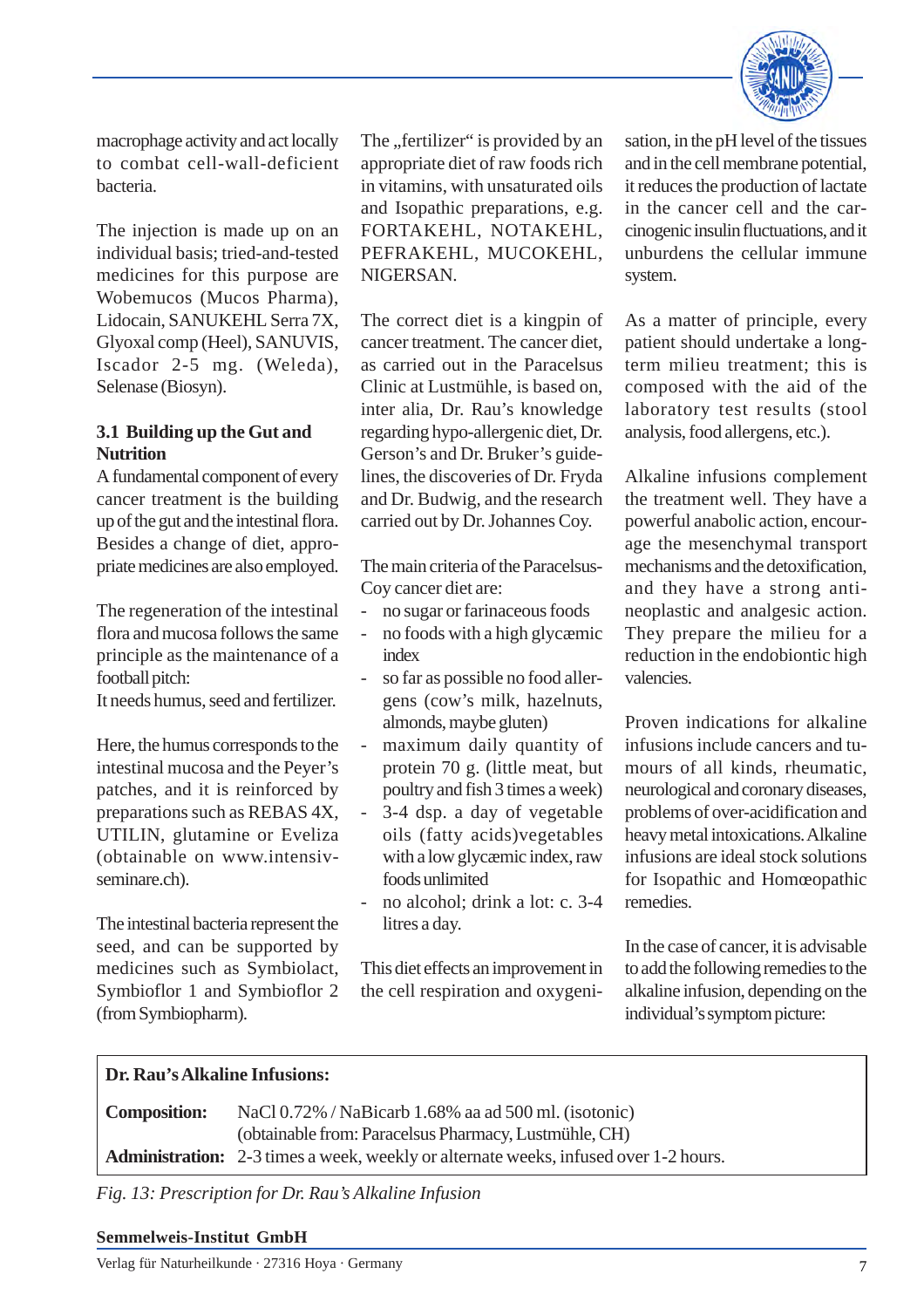macrophage activity and act locally to combat cell-wall-deficient bacteria.

The injection is made up on an individual basis; tried-and-tested medicines for this purpose are Wobemucos (Mucos Pharma), Lidocain, SANUKEHL Serra 7X, Glyoxal comp (Heel), SANUVIS, Iscador 2-5 mg. (Weleda), Selenase (Biosyn).

### 3.1 Building up the Gut and Nutrition

A fundamental component of every cancer treatment is the building up of the gut and the intestinal flora. Besides a change of diet, appropriate medicines are also employed.

The regeneration of the intestinal flora and mucosa follows the same principle as the maintenance of a football pitch:
It needs humus, seed and fertilizer.

Here, the humus corresponds to the intestinal mucosa and the Peyer's patches, and it is reinforced by preparations such as REBAS 4X, UTILIN, glutamine or Eveliza (obtainable on www.intensiv-seminare.ch).

The intestinal bacteria represent the seed, and can be supported by medicines such as Symbiolact, Symbioflor 1 and Symbioflor 2 (from Symbiopharm).

The „fertilizer" is provided by an appropriate diet of raw foods rich in vitamins, with unsaturated oils and Isopathic preparations, e.g. FORTAKEHL, NOTAKEHL, PEFRAKEHL, MUCOKEHL, NIGERSAN.

The correct diet is a kingpin of cancer treatment. The cancer diet, as carried out in the Paracelsus Clinic at Lustmühle, is based on, inter alia, Dr. Rau's knowledge regarding hypo-allergenic diet, Dr. Gerson's and Dr. Bruker's guidelines, the discoveries of Dr. Fryda and Dr. Budwig, and the research carried out by Dr. Johannes Coy.

The main criteria of the Paracelsus-Coy cancer diet are:

- no sugar or farinaceous foods
- no foods with a high glycæmic index
- so far as possible no food allergens (cow's milk, hazelnuts, almonds, maybe gluten)
- maximum daily quantity of protein 70 g. (little meat, but poultry and fish 3 times a week)
- 3-4 dsp. a day of vegetable oils (fatty acids)vegetables with a low glycæmic index, raw foods unlimited
- no alcohol; drink a lot: c. 3-4 litres a day.

This diet effects an improvement in the cell respiration and oxygenisation, in the pH level of the tissues and in the cell membrane potential, it reduces the production of lactate in the cancer cell and the carcinogenic insulin fluctuations, and it unburdens the cellular immune system.

As a matter of principle, every patient should undertake a long-term milieu treatment; this is composed with the aid of the laboratory test results (stool analysis, food allergens, etc.).

Alkaline infusions complement the treatment well. They have a powerful anabolic action, encourage the mesenchymal transport mechanisms and the detoxification, and they have a strong anti-neoplastic and analgesic action. They prepare the milieu for a reduction in the endobiontic high valencies.

Proven indications for alkaline infusions include cancers and tumours of all kinds, rheumatic, neurological and coronary diseases, problems of over-acidification and heavy metal intoxications. Alkaline infusions are ideal stock solutions for Isopathic and Homœopathic remedies.

In the case of cancer, it is advisable to add the following remedies to the alkaline infusion, depending on the individual's symptom picture:

**Dr. Rau's Alkaline Infusions:**

**Composition:** NaCl 0.72% / NaBicarb 1.68% aa ad 500 ml. (isotonic)
(obtainable from: Paracelsus Pharmacy, Lustmühle, CH)

**Administration:** 2-3 times a week, weekly or alternate weeks, infused over 1-2 hours.

*Fig. 13: Prescription for Dr. Rau's Alkaline Infusion*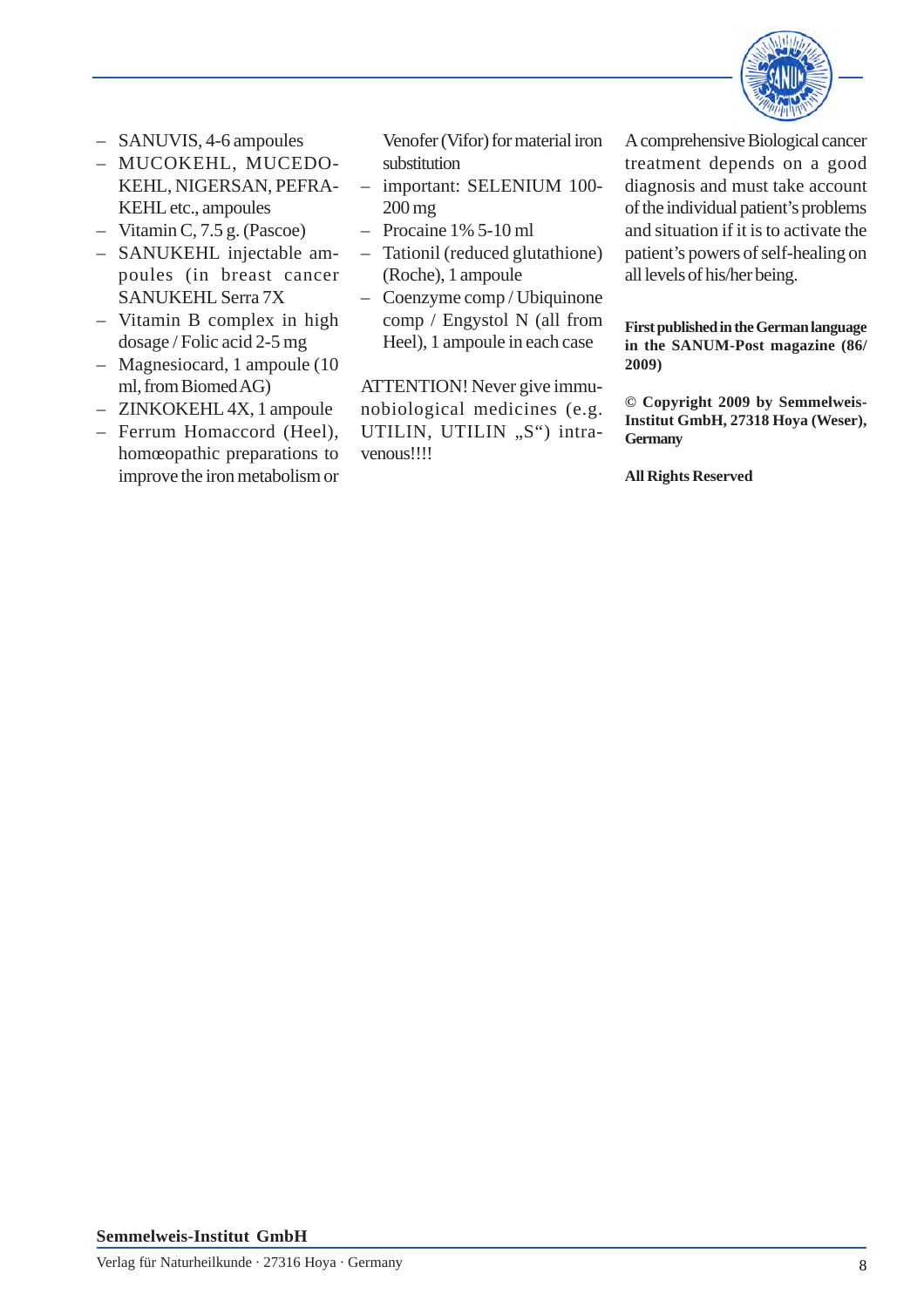- SANUVIS, 4-6 ampoules
- MUCOKEHL, MUCEDOKEHL, NIGERSAN, PEFRAKEHL etc., ampoules
- Vitamin C, 7.5 g. (Pascoe)
- SANUKEHL injectable ampoules (in breast cancer SANUKEHL Serra 7X
- Vitamin B complex in high dosage / Folic acid 2-5 mg
- Magnesiocard, 1 ampoule (10 ml, from Biomed AG)
- ZINKOKEHL 4X, 1 ampoule
- Ferrum Homaccord (Heel), homœopathic preparations to improve the iron metabolism or Venofer (Vifor) for material iron substitution
- important: SELENIUM 100-200 mg
- Procaine 1% 5-10 ml
- Tationil (reduced glutathione) (Roche), 1 ampoule
- Coenzyme comp / Ubiquinone comp / Engystol N (all from Heel), 1 ampoule in each case

ATTENTION! Never give immunobiological medicines (e.g. UTILIN, UTILIN „S“) intravenous!!!!

A comprehensive Biological cancer treatment depends on a good diagnosis and must take account of the individual patient's problems and situation if it is to activate the patient's powers of self-healing on all levels of his/her being.

**First published in the German language in the SANUM-Post magazine (86/2009)**

**© Copyright 2009 by Semmelweis-Institut GmbH, 27318 Hoya (Weser), Germany**

**All Rights Reserved**